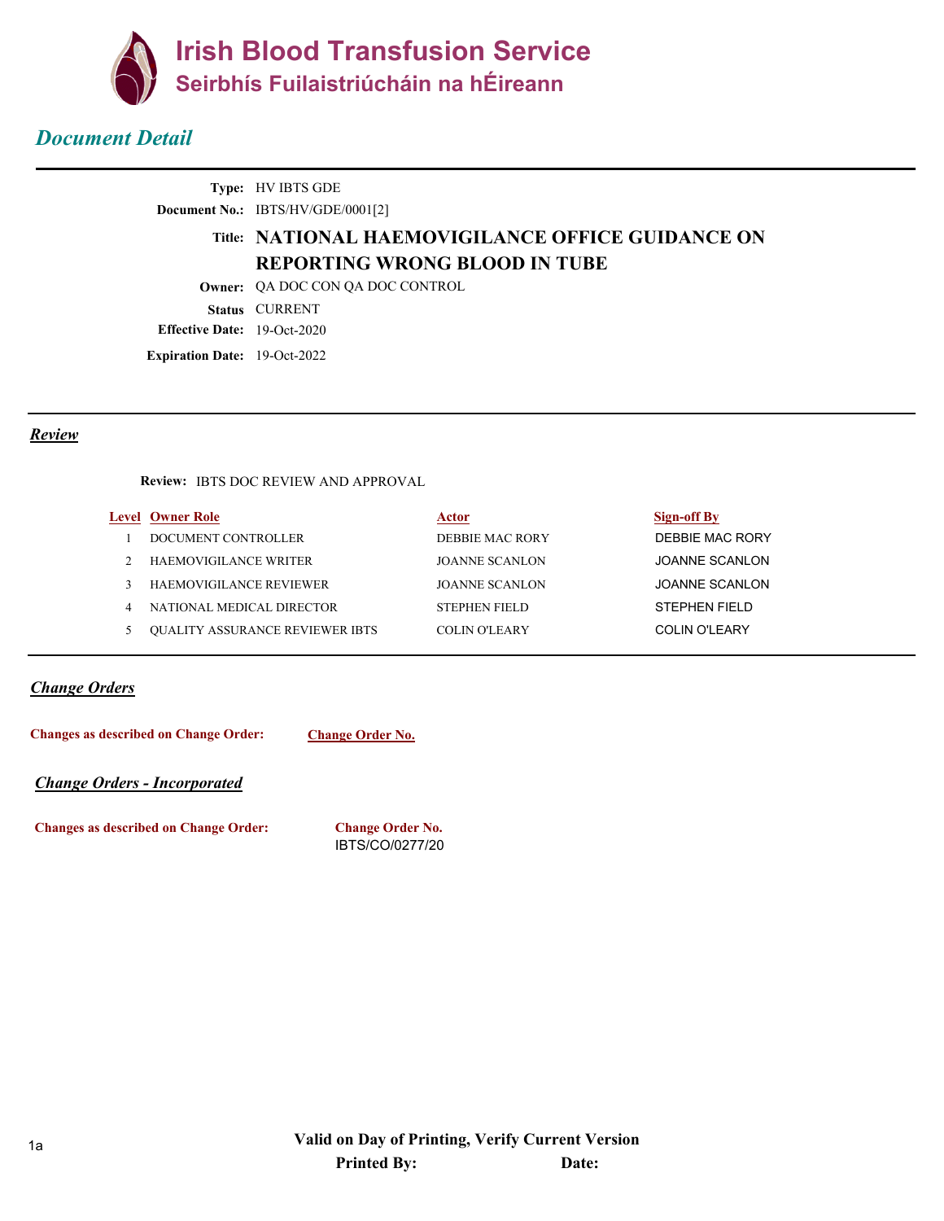# Irish Blood Transfusion Service
## Seirbhís Fuilaistriúcháin na hÉireann

## *Document Detail*

**Type:** HV IBTS GDE

**Document No.:** IBTS/HV/GDE/0001[2]

**Title:** **NATIONAL HAEMOVIGILANCE OFFICE GUIDANCE ON REPORTING WRONG BLOOD IN TUBE**

**Owner:** QA DOC CON QA DOC CONTROL

**Status** CURRENT

**Effective Date:** 19-Oct-2020

**Expiration Date:** 19-Oct-2022

## *Review*

**Review:** IBTS DOC REVIEW AND APPROVAL

| Level | Owner Role | Actor | Sign-off By |
|---|---|---|---|
| 1 | DOCUMENT CONTROLLER | DEBBIE MAC RORY | DEBBIE MAC RORY |
| 2 | HAEMOVIGILANCE WRITER | JOANNE SCANLON | JOANNE SCANLON |
| 3 | HAEMOVIGILANCE REVIEWER | JOANNE SCANLON | JOANNE SCANLON |
| 4 | NATIONAL MEDICAL DIRECTOR | STEPHEN FIELD | STEPHEN FIELD |
| 5 | QUALITY ASSURANCE REVIEWER IBTS | COLIN O'LEARY | COLIN O'LEARY |

## *Change Orders*

**Changes as described on Change Order:** **Change Order No.**

### *Change Orders - Incorporated*

| Changes as described on Change Order: | Change Order No. |
|---|---|
| | IBTS/CO/0277/20 |

**Valid on Day of Printing, Verify Current Version**

**Printed By:** **Date:**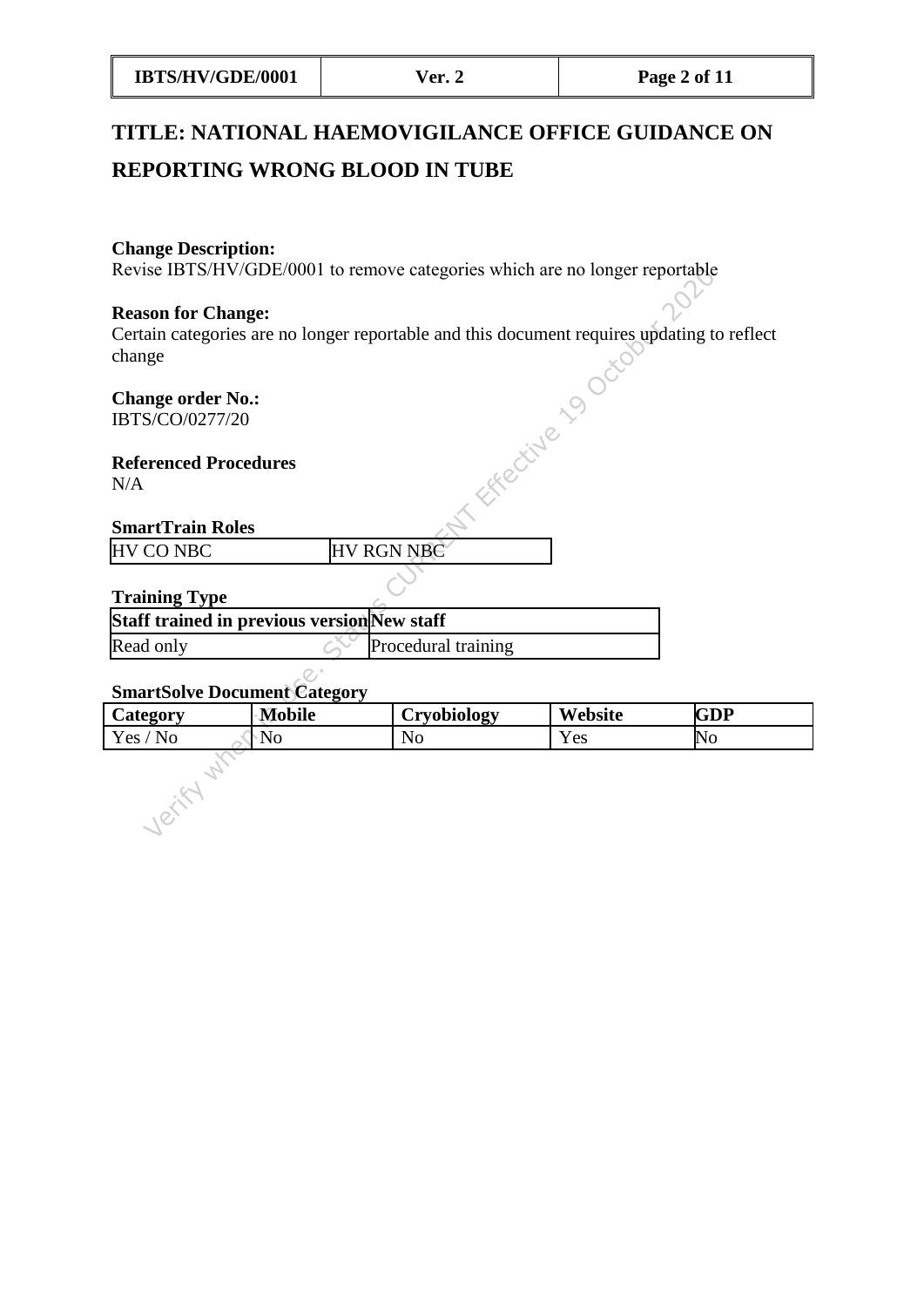# TITLE: NATIONAL HAEMOVIGILANCE OFFICE GUIDANCE ON REPORTING WRONG BLOOD IN TUBE

**Change Description:**
Revise IBTS/HV/GDE/0001 to remove categories which are no longer reportable

**Reason for Change:**
Certain categories are no longer reportable and this document requires updating to reflect change

**Change order No.:**
IBTS/CO/0277/20

**Referenced Procedures**
N/A

**SmartTrain Roles**

| HV CO NBC | HV RGN NBC |
|---|---|

**Training Type**

| Staff trained in previous version | New staff |
|---|---|
| Read only | Procedural training |

**SmartSolve Document Category**

| Category | Mobile | Cryobiology | Website | GDP |
|---|---|---|---|---|
| Yes / No | No | No | Yes | No |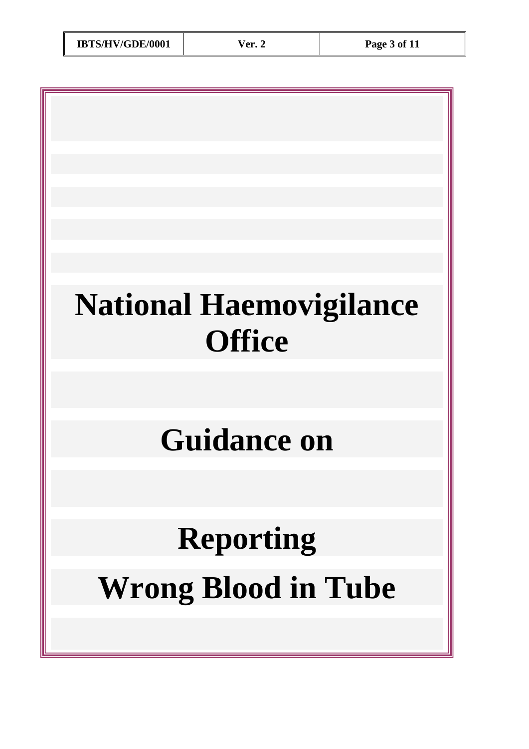# National Haemovigilance Office

# Guidance on

# Reporting

# Wrong Blood in Tube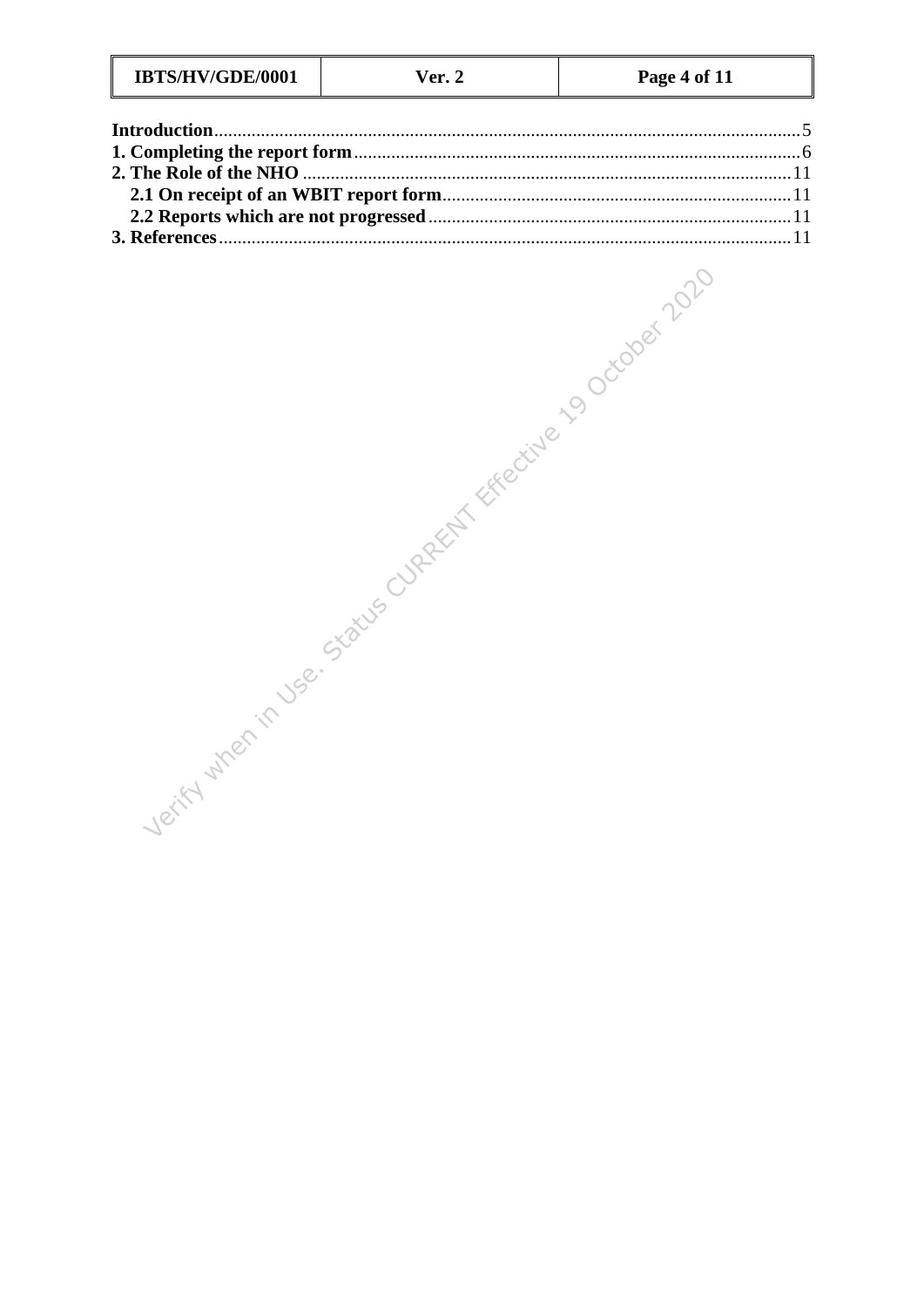**Introduction** ........................................................................................................................ 5
**1. Completing the report form** .......................................................................................... 6
**2. The Role of the NHO** ..................................................................................................... 11
  **2.1 On receipt of an WBIT report form** ....................................................................... 11
  **2.2 Reports which are not progressed** ......................................................................... 11
**3. References** ..................................................................................................................... 11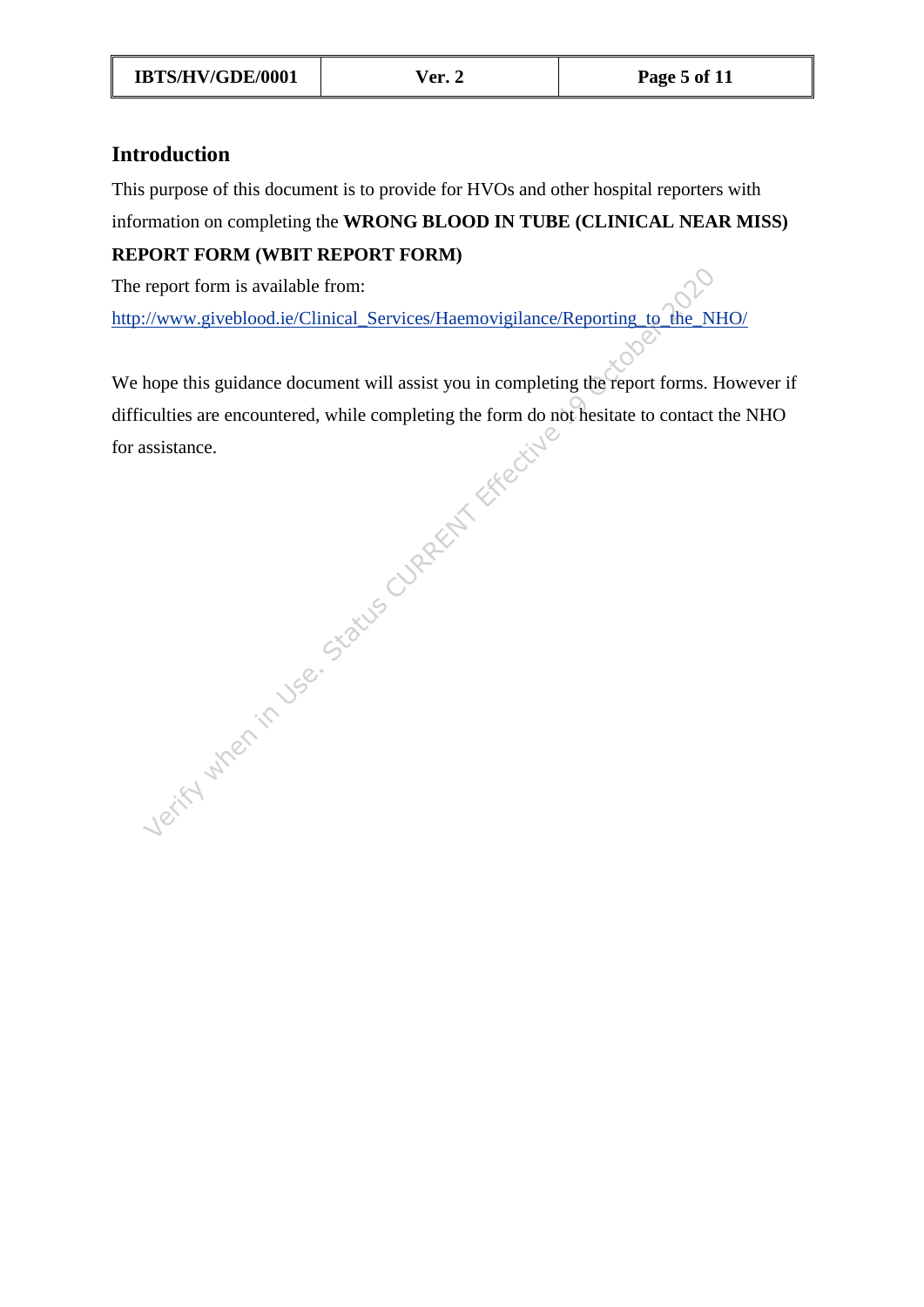## Introduction

This purpose of this document is to provide for HVOs and other hospital reporters with information on completing the **WRONG BLOOD IN TUBE (CLINICAL NEAR MISS) REPORT FORM (WBIT REPORT FORM)**

The report form is available from:

http://www.giveblood.ie/Clinical_Services/Haemovigilance/Reporting_to_the_NHO/

We hope this guidance document will assist you in completing the report forms. However if difficulties are encountered, while completing the form do not hesitate to contact the NHO for assistance.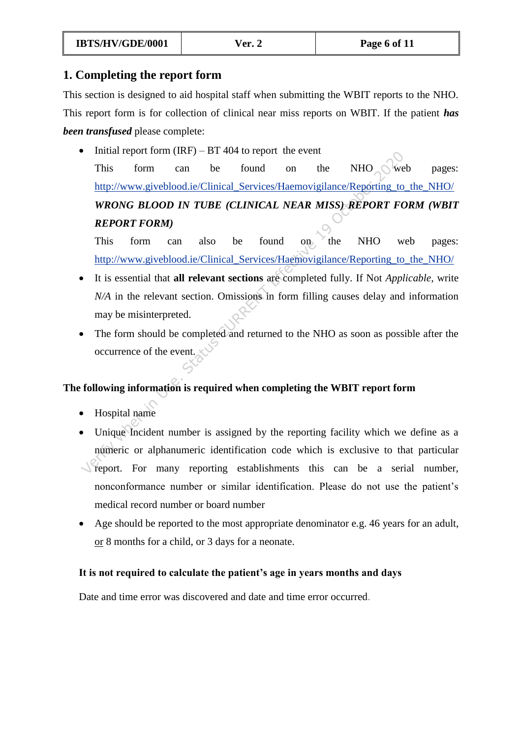## 1. Completing the report form

This section is designed to aid hospital staff when submitting the WBIT reports to the NHO. This report form is for collection of clinical near miss reports on WBIT. If the patient ***has been transfused*** please complete:

- Initial report form (IRF) – BT 404 to report the event
  This form can be found on the NHO web pages: http://www.giveblood.ie/Clinical_Services/Haemovigilance/Reporting_to_the_NHO/
  ***WRONG BLOOD IN TUBE (CLINICAL NEAR MISS) REPORT FORM (WBIT REPORT FORM)***
  This form can also be found on the NHO web pages: http://www.giveblood.ie/Clinical_Services/Haemovigilance/Reporting_to_the_NHO/
- It is essential that **all relevant sections** are completed fully. If Not *Applicable,* write *N/A* in the relevant section. Omissions in form filling causes delay and information may be misinterpreted.
- The form should be completed and returned to the NHO as soon as possible after the occurrence of the event.

**The following information is required when completing the WBIT report form**

- Hospital name
- Unique Incident number is assigned by the reporting facility which we define as a numeric or alphanumeric identification code which is exclusive to that particular report. For many reporting establishments this can be a serial number, nonconformance number or similar identification. Please do not use the patient's medical record number or board number
- Age should be reported to the most appropriate denominator e.g. 46 years for an adult, or 8 months for a child, or 3 days for a neonate.

**It is not required to calculate the patient's age in years months and days**

Date and time error was discovered and date and time error occurred.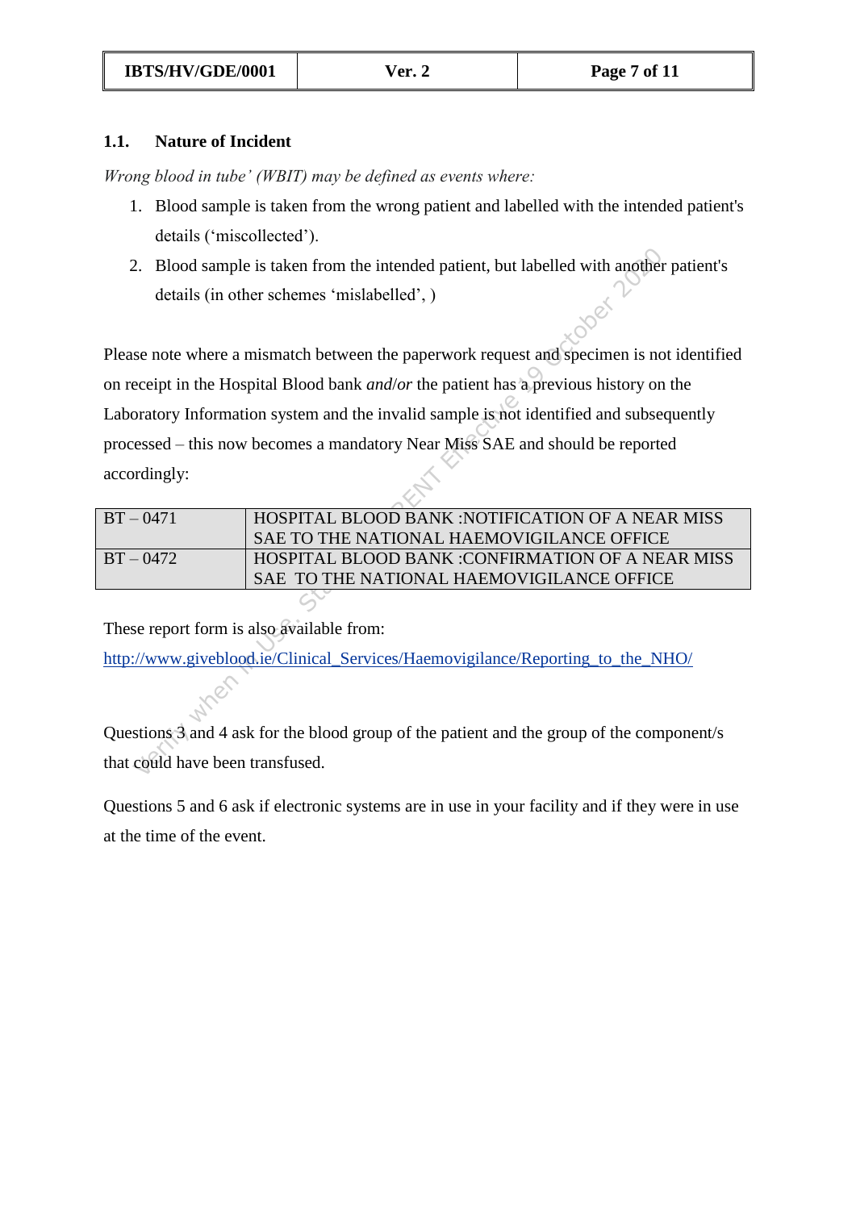### 1.1. Nature of Incident

*Wrong blood in tube' (WBIT) may be defined as events where:*

1. Blood sample is taken from the wrong patient and labelled with the intended patient's details ('miscollected').
2. Blood sample is taken from the intended patient, but labelled with another patient's details (in other schemes 'mislabelled', )

Please note where a mismatch between the paperwork request and specimen is not identified on receipt in the Hospital Blood bank *and/or* the patient has a previous history on the Laboratory Information system and the invalid sample is not identified and subsequently processed – this now becomes a mandatory Near Miss SAE and should be reported accordingly:

| BT – 0471 | HOSPITAL BLOOD BANK :NOTIFICATION OF A NEAR MISS SAE TO THE NATIONAL HAEMOVIGILANCE OFFICE |
|---|---|
| BT – 0472 | HOSPITAL BLOOD BANK :CONFIRMATION OF A NEAR MISS SAE TO THE NATIONAL HAEMOVIGILANCE OFFICE |

These report form is also available from:

http://www.giveblood.ie/Clinical_Services/Haemovigilance/Reporting_to_the_NHO/

Questions 3 and 4 ask for the blood group of the patient and the group of the component/s that could have been transfused.

Questions 5 and 6 ask if electronic systems are in use in your facility and if they were in use at the time of the event.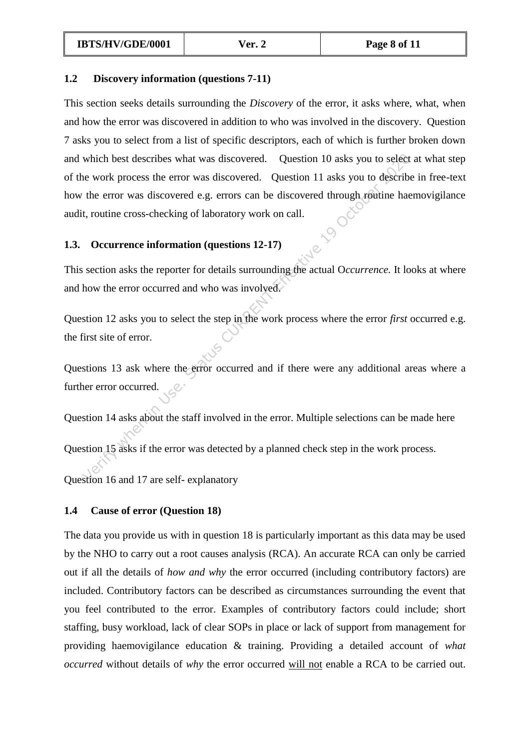### 1.2 Discovery information (questions 7-11)

This section seeks details surrounding the *Discovery* of the error, it asks where, what, when and how the error was discovered in addition to who was involved in the discovery. Question 7 asks you to select from a list of specific descriptors, each of which is further broken down and which best describes what was discovered. Question 10 asks you to select at what step of the work process the error was discovered. Question 11 asks you to describe in free-text how the error was discovered e.g. errors can be discovered through routine haemovigilance audit, routine cross-checking of laboratory work on call.

### 1.3. Occurrence information (questions 12-17)

This section asks the reporter for details surrounding the actual O*ccurrence.* It looks at where and how the error occurred and who was involved.

Question 12 asks you to select the step in the work process where the error *first* occurred e.g. the first site of error.

Questions 13 ask where the error occurred and if there were any additional areas where a further error occurred.

Question 14 asks about the staff involved in the error. Multiple selections can be made here

Question 15 asks if the error was detected by a planned check step in the work process.

Question 16 and 17 are self- explanatory

### 1.4 Cause of error (Question 18)

The data you provide us with in question 18 is particularly important as this data may be used by the NHO to carry out a root causes analysis (RCA). An accurate RCA can only be carried out if all the details of *how and why* the error occurred (including contributory factors) are included. Contributory factors can be described as circumstances surrounding the event that you feel contributed to the error. Examples of contributory factors could include; short staffing, busy workload, lack of clear SOPs in place or lack of support from management for providing haemovigilance education & training. Providing a detailed account of *what occurred* without details of *why* the error occurred <u>will not</u> enable a RCA to be carried out.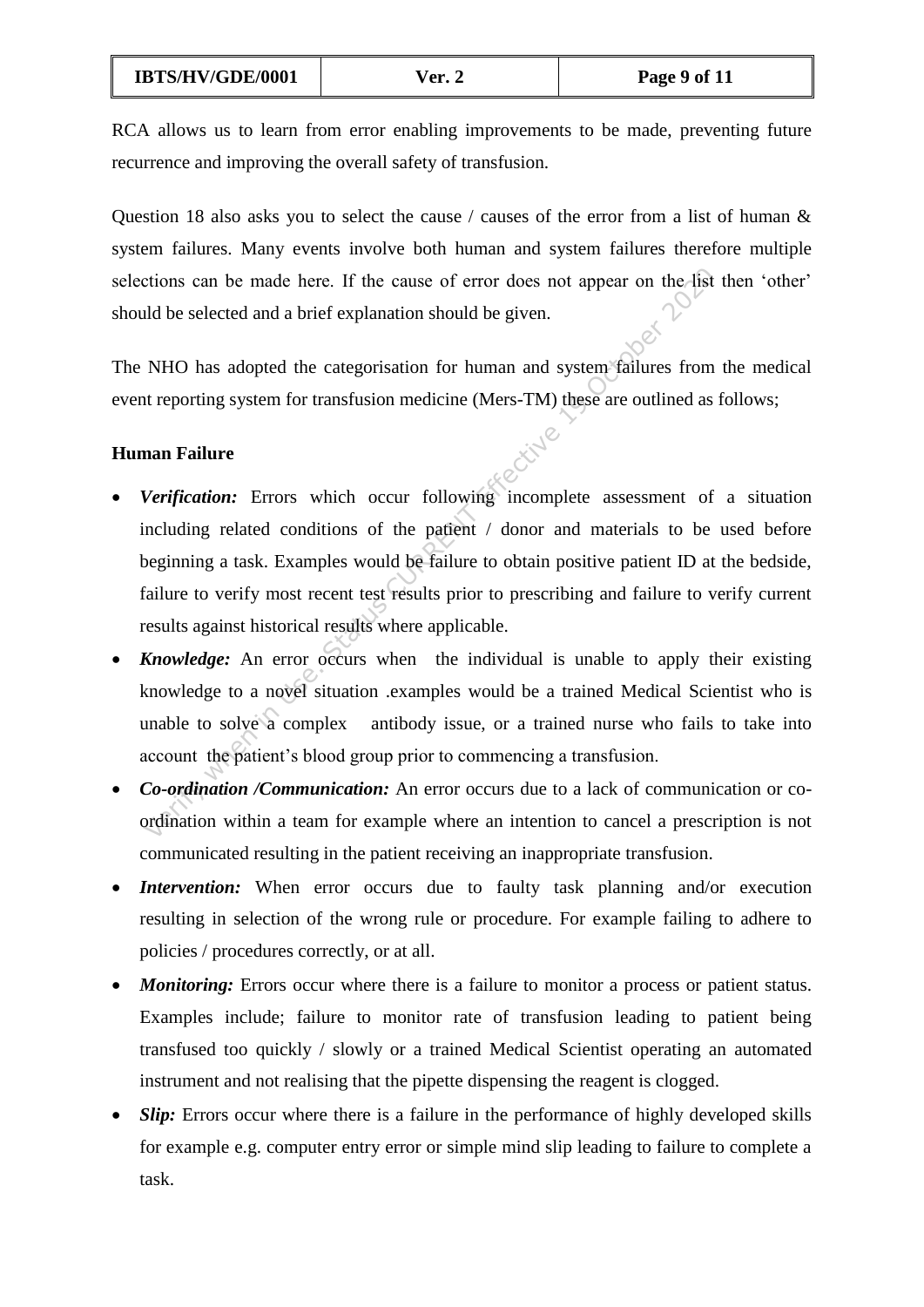RCA allows us to learn from error enabling improvements to be made, preventing future recurrence and improving the overall safety of transfusion.

Question 18 also asks you to select the cause / causes of the error from a list of human & system failures. Many events involve both human and system failures therefore multiple selections can be made here. If the cause of error does not appear on the list then 'other' should be selected and a brief explanation should be given.

The NHO has adopted the categorisation for human and system failures from the medical event reporting system for transfusion medicine (Mers-TM) these are outlined as follows;

**Human Failure**

- ***Verification:*** Errors which occur following incomplete assessment of a situation including related conditions of the patient / donor and materials to be used before beginning a task. Examples would be failure to obtain positive patient ID at the bedside, failure to verify most recent test results prior to prescribing and failure to verify current results against historical results where applicable.
- ***Knowledge:*** An error occurs when the individual is unable to apply their existing knowledge to a novel situation .examples would be a trained Medical Scientist who is unable to solve a complex antibody issue, or a trained nurse who fails to take into account the patient's blood group prior to commencing a transfusion.
- ***Co-ordination /Communication:*** An error occurs due to a lack of communication or co-ordination within a team for example where an intention to cancel a prescription is not communicated resulting in the patient receiving an inappropriate transfusion.
- ***Intervention:*** When error occurs due to faulty task planning and/or execution resulting in selection of the wrong rule or procedure. For example failing to adhere to policies / procedures correctly, or at all.
- ***Monitoring:*** Errors occur where there is a failure to monitor a process or patient status. Examples include; failure to monitor rate of transfusion leading to patient being transfused too quickly / slowly or a trained Medical Scientist operating an automated instrument and not realising that the pipette dispensing the reagent is clogged.
- ***Slip:*** Errors occur where there is a failure in the performance of highly developed skills for example e.g. computer entry error or simple mind slip leading to failure to complete a task.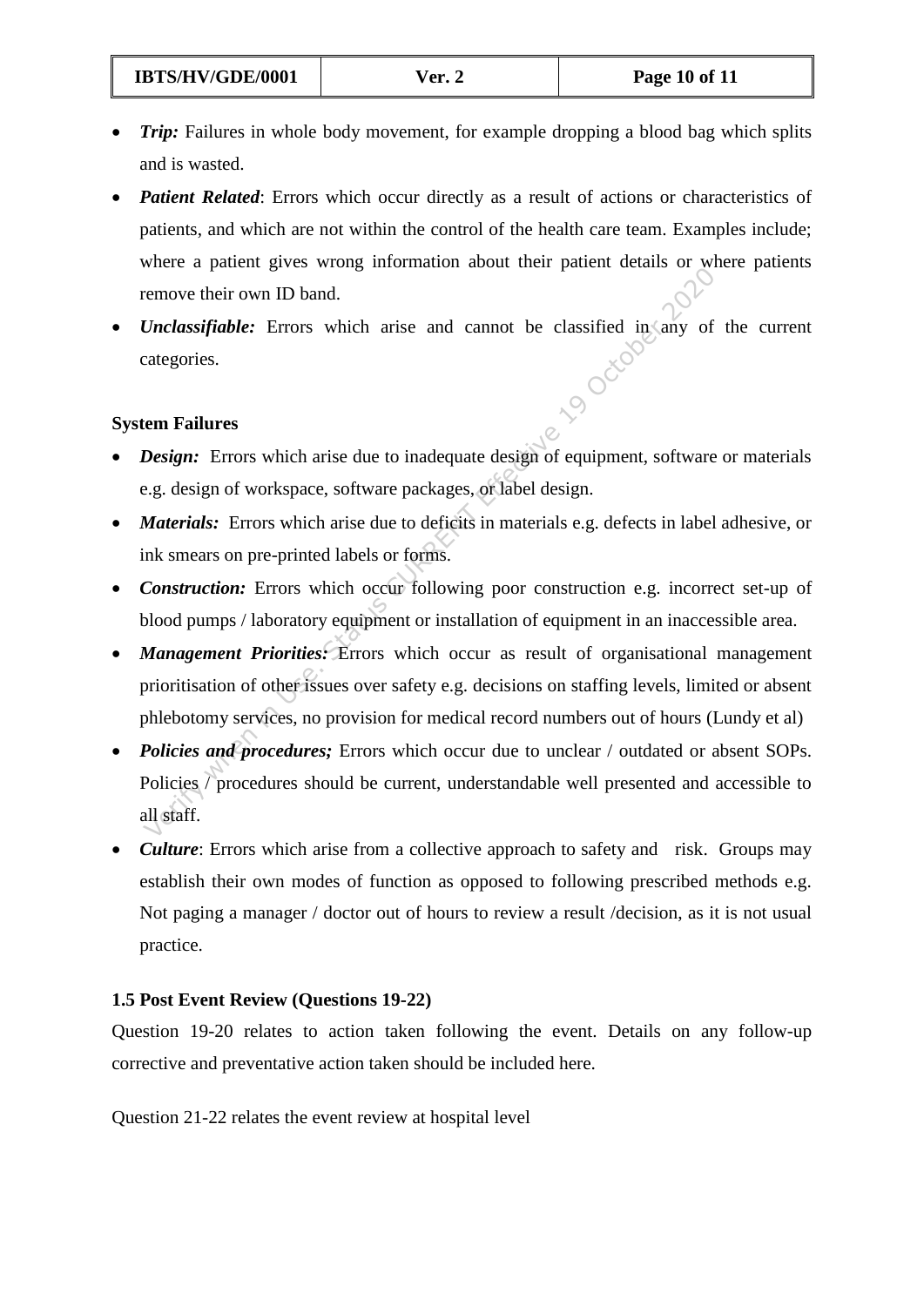- ***Trip:*** Failures in whole body movement, for example dropping a blood bag which splits and is wasted.
- ***Patient Related***: Errors which occur directly as a result of actions or characteristics of patients, and which are not within the control of the health care team. Examples include; where a patient gives wrong information about their patient details or where patients remove their own ID band.
- ***Unclassifiable:*** Errors which arise and cannot be classified in any of the current categories.

**System Failures**

- ***Design:*** Errors which arise due to inadequate design of equipment, software or materials e.g. design of workspace, software packages, or label design.
- ***Materials:*** Errors which arise due to deficits in materials e.g. defects in label adhesive, or ink smears on pre-printed labels or forms.
- ***Construction:*** Errors which occur following poor construction e.g. incorrect set-up of blood pumps / laboratory equipment or installation of equipment in an inaccessible area.
- ***Management Priorities:*** Errors which occur as result of organisational management prioritisation of other issues over safety e.g. decisions on staffing levels, limited or absent phlebotomy services, no provision for medical record numbers out of hours (Lundy et al)
- ***Policies and procedures;*** Errors which occur due to unclear / outdated or absent SOPs. Policies / procedures should be current, understandable well presented and accessible to all staff.
- ***Culture***: Errors which arise from a collective approach to safety and risk. Groups may establish their own modes of function as opposed to following prescribed methods e.g. Not paging a manager / doctor out of hours to review a result /decision, as it is not usual practice.

**1.5 Post Event Review (Questions 19-22)**

Question 19-20 relates to action taken following the event. Details on any follow-up corrective and preventative action taken should be included here.

Question 21-22 relates the event review at hospital level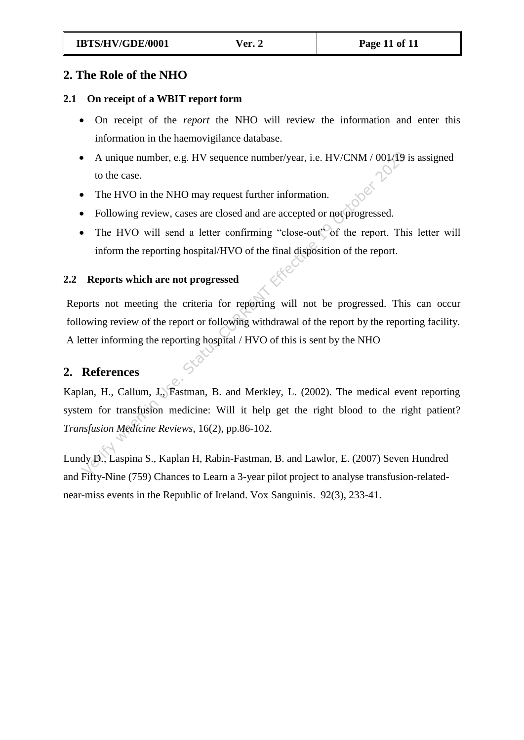## 2. The Role of the NHO

### 2.1 On receipt of a WBIT report form

- On receipt of the *report* the NHO will review the information and enter this information in the haemovigilance database.
- A unique number, e.g. HV sequence number/year, i.e. HV/CNM / 001/19 is assigned to the case.
- The HVO in the NHO may request further information.
- Following review, cases are closed and are accepted or not progressed.
- The HVO will send a letter confirming "close-out" of the report. This letter will inform the reporting hospital/HVO of the final disposition of the report.

### 2.2 Reports which are not progressed

Reports not meeting the criteria for reporting will not be progressed. This can occur following review of the report or following withdrawal of the report by the reporting facility. A letter informing the reporting hospital / HVO of this is sent by the NHO

## 2. References

Kaplan, H., Callum, J., Fastman, B. and Merkley, L. (2002). The medical event reporting system for transfusion medicine: Will it help get the right blood to the right patient? *Transfusion Medicine Reviews*, 16(2), pp.86-102.

Lundy D., Laspina S., Kaplan H, Rabin-Fastman, B. and Lawlor, E. (2007) Seven Hundred and Fifty-Nine (759) Chances to Learn a 3-year pilot project to analyse transfusion-related-near-miss events in the Republic of Ireland. Vox Sanguinis. 92(3), 233-41.